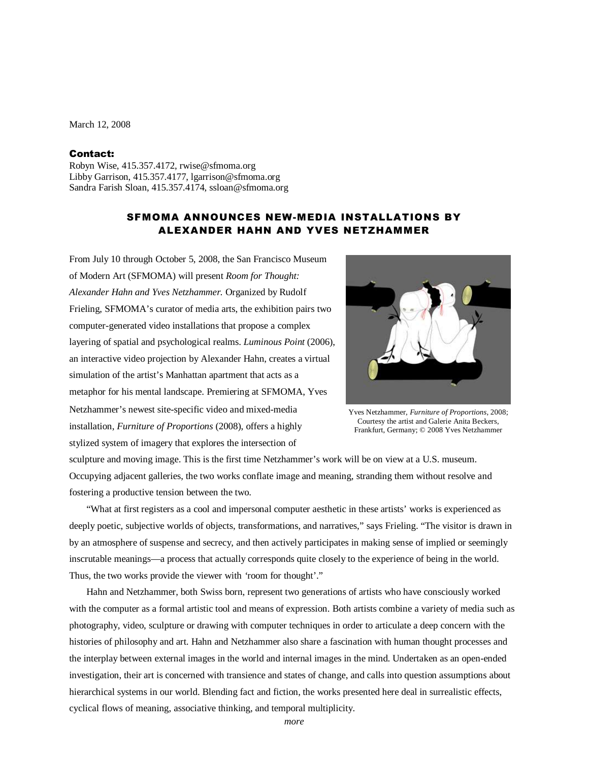March 12, 2008

**Contact:**
Robyn Wise, 415.357.4172, rwise@sfmoma.org
Libby Garrison, 415.357.4177, lgarrison@sfmoma.org
Sandra Farish Sloan, 415.357.4174, ssloan@sfmoma.org

## SFMOMA ANNOUNCES NEW-MEDIA INSTALLATIONS BY ALEXANDER HAHN AND YVES NETZHAMMER

From July 10 through October 5, 2008, the San Francisco Museum of Modern Art (SFMOMA) will present *Room for Thought: Alexander Hahn and Yves Netzhammer.* Organized by Rudolf Frieling, SFMOMA's curator of media arts, the exhibition pairs two computer-generated video installations that propose a complex layering of spatial and psychological realms. *Luminous Point* (2006), an interactive video projection by Alexander Hahn, creates a virtual simulation of the artist's Manhattan apartment that acts as a metaphor for his mental landscape. Premiering at SFMOMA, Yves Netzhammer's newest site-specific video and mixed-media installation, *Furniture of Proportions* (2008), offers a highly stylized system of imagery that explores the intersection of sculpture and moving image. This is the first time Netzhammer's work will be on view at a U.S. museum. Occupying adjacent galleries, the two works conflate image and meaning, stranding them without resolve and fostering a productive tension between the two.

Yves Netzhammer, *Furniture of Proportions*, 2008; Courtesy the artist and Galerie Anita Beckers, Frankfurt, Germany; © 2008 Yves Netzhammer

"What at first registers as a cool and impersonal computer aesthetic in these artists' works is experienced as deeply poetic, subjective worlds of objects, transformations, and narratives," says Frieling. "The visitor is drawn in by an atmosphere of suspense and secrecy, and then actively participates in making sense of implied or seemingly inscrutable meanings—a process that actually corresponds quite closely to the experience of being in the world. Thus, the two works provide the viewer with 'room for thought'."

Hahn and Netzhammer, both Swiss born, represent two generations of artists who have consciously worked with the computer as a formal artistic tool and means of expression. Both artists combine a variety of media such as photography, video, sculpture or drawing with computer techniques in order to articulate a deep concern with the histories of philosophy and art. Hahn and Netzhammer also share a fascination with human thought processes and the interplay between external images in the world and internal images in the mind. Undertaken as an open-ended investigation, their art is concerned with transience and states of change, and calls into question assumptions about hierarchical systems in our world. Blending fact and fiction, the works presented here deal in surrealistic effects, cyclical flows of meaning, associative thinking, and temporal multiplicity.

*more*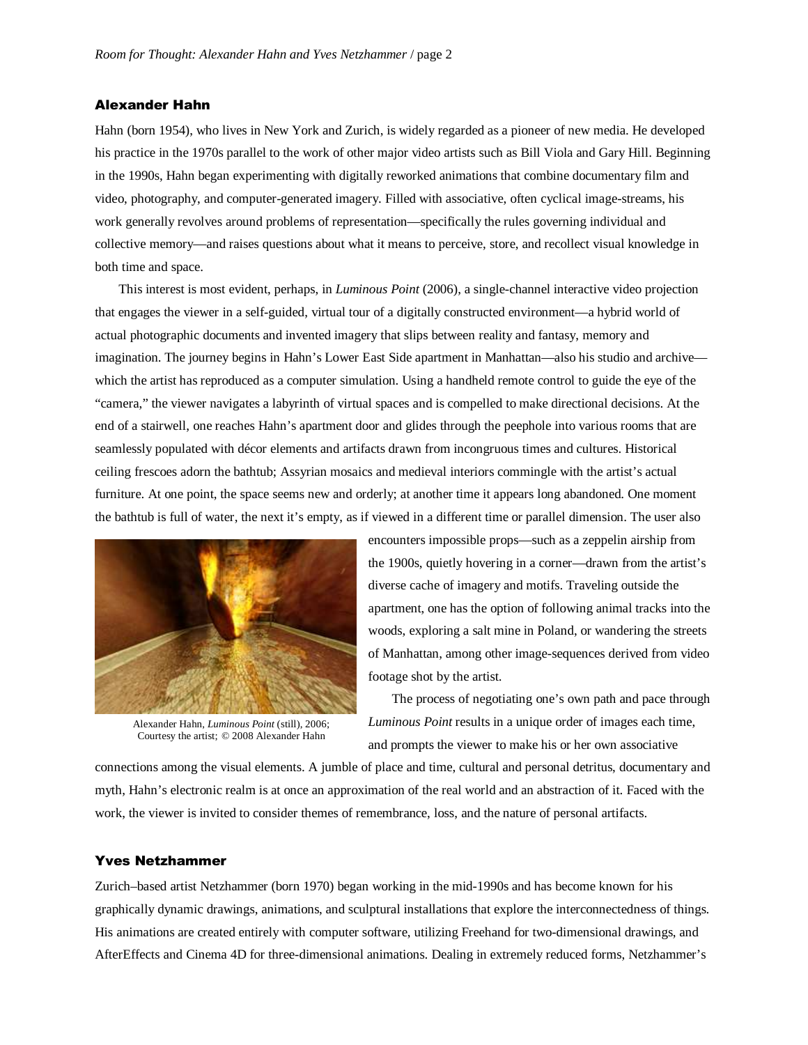## Alexander Hahn

Hahn (born 1954), who lives in New York and Zurich, is widely regarded as a pioneer of new media. He developed his practice in the 1970s parallel to the work of other major video artists such as Bill Viola and Gary Hill. Beginning in the 1990s, Hahn began experimenting with digitally reworked animations that combine documentary film and video, photography, and computer-generated imagery. Filled with associative, often cyclical image-streams, his work generally revolves around problems of representation—specifically the rules governing individual and collective memory—and raises questions about what it means to perceive, store, and recollect visual knowledge in both time and space.

This interest is most evident, perhaps, in *Luminous Point* (2006), a single-channel interactive video projection that engages the viewer in a self-guided, virtual tour of a digitally constructed environment—a hybrid world of actual photographic documents and invented imagery that slips between reality and fantasy, memory and imagination. The journey begins in Hahn's Lower East Side apartment in Manhattan—also his studio and archive—which the artist has reproduced as a computer simulation. Using a handheld remote control to guide the eye of the "camera," the viewer navigates a labyrinth of virtual spaces and is compelled to make directional decisions. At the end of a stairwell, one reaches Hahn's apartment door and glides through the peephole into various rooms that are seamlessly populated with décor elements and artifacts drawn from incongruous times and cultures. Historical ceiling frescoes adorn the bathtub; Assyrian mosaics and medieval interiors commingle with the artist's actual furniture. At one point, the space seems new and orderly; at another time it appears long abandoned. One moment the bathtub is full of water, the next it's empty, as if viewed in a different time or parallel dimension. The user also encounters impossible props—such as a zeppelin airship from the 1900s, quietly hovering in a corner—drawn from the artist's diverse cache of imagery and motifs. Traveling outside the apartment, one has the option of following animal tracks into the woods, exploring a salt mine in Poland, or wandering the streets of Manhattan, among other image-sequences derived from video footage shot by the artist.

Alexander Hahn, *Luminous Point* (still), 2006; Courtesy the artist; © 2008 Alexander Hahn

The process of negotiating one's own path and pace through *Luminous Point* results in a unique order of images each time, and prompts the viewer to make his or her own associative connections among the visual elements. A jumble of place and time, cultural and personal detritus, documentary and myth, Hahn's electronic realm is at once an approximation of the real world and an abstraction of it. Faced with the work, the viewer is invited to consider themes of remembrance, loss, and the nature of personal artifacts.

## Yves Netzhammer

Zurich–based artist Netzhammer (born 1970) began working in the mid-1990s and has become known for his graphically dynamic drawings, animations, and sculptural installations that explore the interconnectedness of things. His animations are created entirely with computer software, utilizing Freehand for two-dimensional drawings, and AfterEffects and Cinema 4D for three-dimensional animations. Dealing in extremely reduced forms, Netzhammer's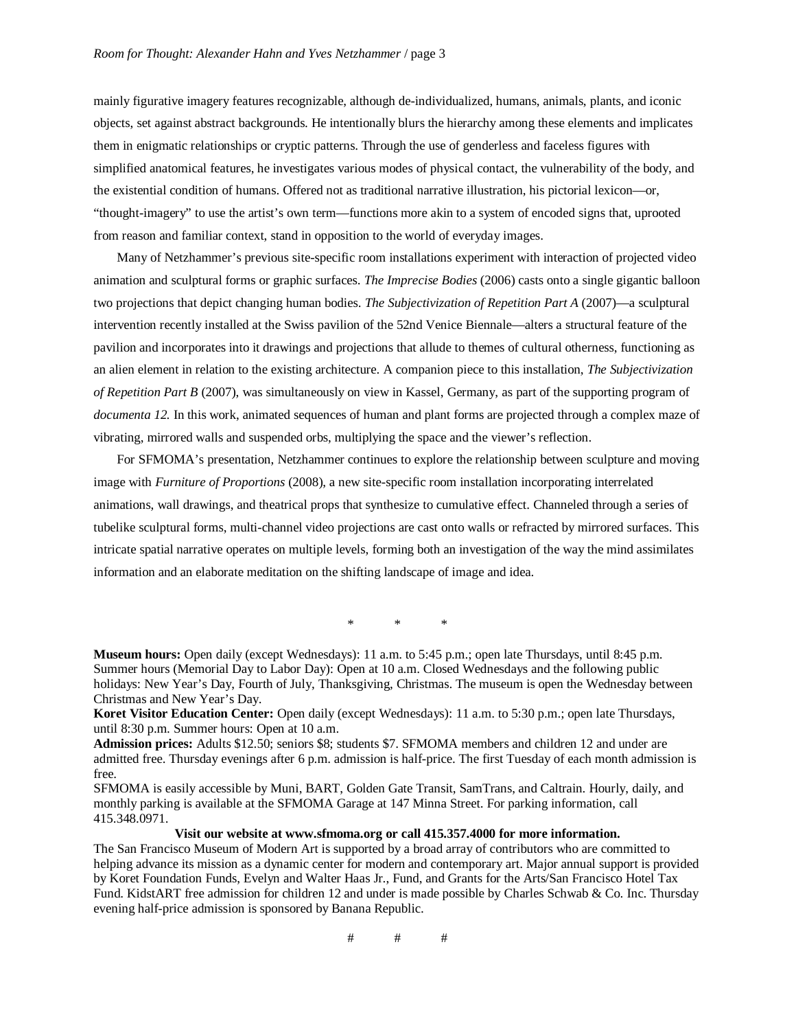mainly figurative imagery features recognizable, although de-individualized, humans, animals, plants, and iconic objects, set against abstract backgrounds. He intentionally blurs the hierarchy among these elements and implicates them in enigmatic relationships or cryptic patterns. Through the use of genderless and faceless figures with simplified anatomical features, he investigates various modes of physical contact, the vulnerability of the body, and the existential condition of humans. Offered not as traditional narrative illustration, his pictorial lexicon—or, "thought-imagery" to use the artist's own term—functions more akin to a system of encoded signs that, uprooted from reason and familiar context, stand in opposition to the world of everyday images.

Many of Netzhammer's previous site-specific room installations experiment with interaction of projected video animation and sculptural forms or graphic surfaces. *The Imprecise Bodies* (2006) casts onto a single gigantic balloon two projections that depict changing human bodies. *The Subjectivization of Repetition Part A* (2007)—a sculptural intervention recently installed at the Swiss pavilion of the 52nd Venice Biennale—alters a structural feature of the pavilion and incorporates into it drawings and projections that allude to themes of cultural otherness, functioning as an alien element in relation to the existing architecture. A companion piece to this installation, *The Subjectivization of Repetition Part B* (2007), was simultaneously on view in Kassel, Germany, as part of the supporting program of *documenta 12.* In this work, animated sequences of human and plant forms are projected through a complex maze of vibrating, mirrored walls and suspended orbs, multiplying the space and the viewer's reflection.

For SFMOMA's presentation, Netzhammer continues to explore the relationship between sculpture and moving image with *Furniture of Proportions* (2008), a new site-specific room installation incorporating interrelated animations, wall drawings, and theatrical props that synthesize to cumulative effect. Channeled through a series of tubelike sculptural forms, multi-channel video projections are cast onto walls or refracted by mirrored surfaces. This intricate spatial narrative operates on multiple levels, forming both an investigation of the way the mind assimilates information and an elaborate meditation on the shifting landscape of image and idea.

\*   \*   \*

**Museum hours:** Open daily (except Wednesdays): 11 a.m. to 5:45 p.m.; open late Thursdays, until 8:45 p.m. Summer hours (Memorial Day to Labor Day): Open at 10 a.m. Closed Wednesdays and the following public holidays: New Year's Day, Fourth of July, Thanksgiving, Christmas. The museum is open the Wednesday between Christmas and New Year's Day.
**Koret Visitor Education Center:** Open daily (except Wednesdays): 11 a.m. to 5:30 p.m.; open late Thursdays, until 8:30 p.m. Summer hours: Open at 10 a.m.
**Admission prices:** Adults $12.50; seniors $8; students $7. SFMOMA members and children 12 and under are admitted free. Thursday evenings after 6 p.m. admission is half-price. The first Tuesday of each month admission is free.
SFMOMA is easily accessible by Muni, BART, Golden Gate Transit, SamTrans, and Caltrain. Hourly, daily, and monthly parking is available at the SFMOMA Garage at 147 Minna Street. For parking information, call 415.348.0971.

**Visit our website at www.sfmoma.org or call 415.357.4000 for more information.**

The San Francisco Museum of Modern Art is supported by a broad array of contributors who are committed to helping advance its mission as a dynamic center for modern and contemporary art. Major annual support is provided by Koret Foundation Funds, Evelyn and Walter Haas Jr., Fund, and Grants for the Arts/San Francisco Hotel Tax Fund. KidstART free admission for children 12 and under is made possible by Charles Schwab & Co. Inc. Thursday evening half-price admission is sponsored by Banana Republic.

\#   #   #